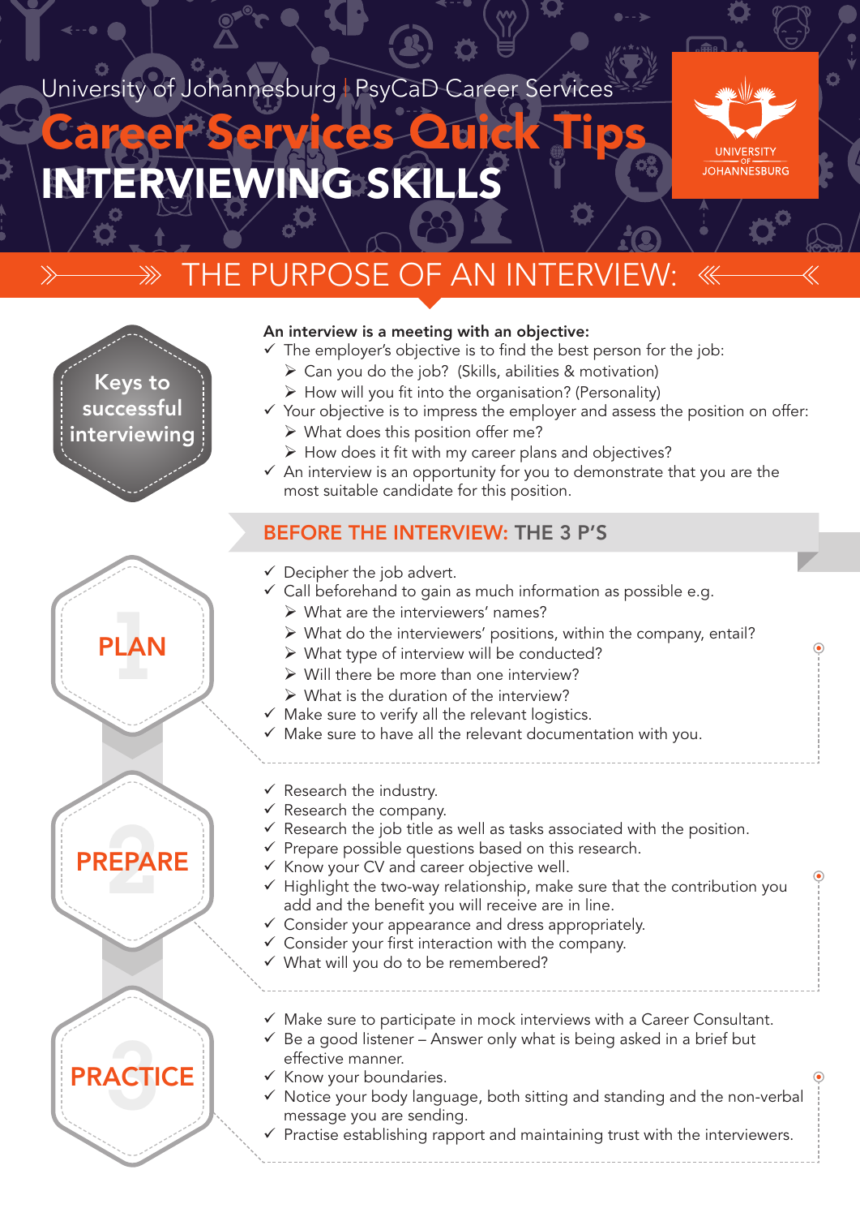University of Johannesburg | PsyCaD Career Services

# Career Services Quick Tips

# INTERVIEWING SKILLS

UNIVERSITY OF JOHANNESBURG

## THE PURPOSE OF AN INTERVIEW:

**Keys to successful interviewing**

**An interview is a meeting with an objective:**

- ✓ The employer's objective is to find the best person for the job:
  - ➢ Can you do the job? (Skills, abilities & motivation)
  - ➢ How will you fit into the organisation? (Personality)
- ✓ Your objective is to impress the employer and assess the position on offer:
  - ➢ What does this position offer me?
  - ➢ How does it fit with my career plans and objectives?
- ✓ An interview is an opportunity for you to demonstrate that you are the most suitable candidate for this position.

## BEFORE THE INTERVIEW: THE 3 P'S

### 1 PLAN

- ✓ Decipher the job advert.
- ✓ Call beforehand to gain as much information as possible e.g.
  - ➢ What are the interviewers' names?
  - ➢ What do the interviewers' positions, within the company, entail?
  - ➢ What type of interview will be conducted?
  - ➢ Will there be more than one interview?
  - ➢ What is the duration of the interview?
- ✓ Make sure to verify all the relevant logistics.
- ✓ Make sure to have all the relevant documentation with you.

### 2 PREPARE

- ✓ Research the industry.
- ✓ Research the company.
- ✓ Research the job title as well as tasks associated with the position.
- ✓ Prepare possible questions based on this research.
- ✓ Know your CV and career objective well.
- ✓ Highlight the two-way relationship, make sure that the contribution you add and the benefit you will receive are in line.
- ✓ Consider your appearance and dress appropriately.
- ✓ Consider your first interaction with the company.
- ✓ What will you do to be remembered?

### 3 PRACTICE

- ✓ Make sure to participate in mock interviews with a Career Consultant.
- ✓ Be a good listener – Answer only what is being asked in a brief but effective manner.
- ✓ Know your boundaries.
- ✓ Notice your body language, both sitting and standing and the non-verbal message you are sending.
- ✓ Practise establishing rapport and maintaining trust with the interviewers.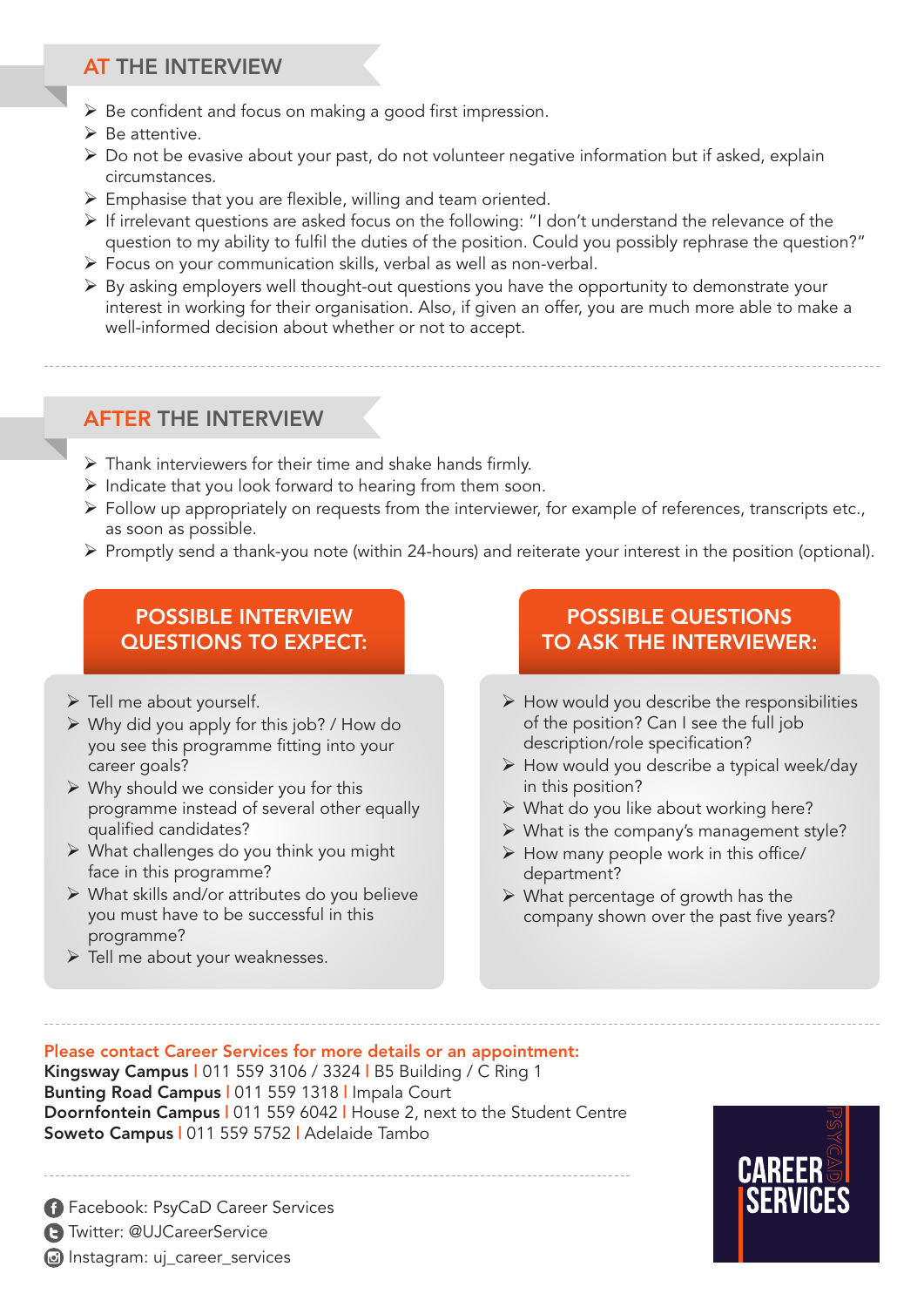## AT THE INTERVIEW

- Be confident and focus on making a good first impression.
- Be attentive.
- Do not be evasive about your past, do not volunteer negative information but if asked, explain circumstances.
- Emphasise that you are flexible, willing and team oriented.
- If irrelevant questions are asked focus on the following: "I don't understand the relevance of the question to my ability to fulfil the duties of the position. Could you possibly rephrase the question?"
- Focus on your communication skills, verbal as well as non-verbal.
- By asking employers well thought-out questions you have the opportunity to demonstrate your interest in working for their organisation. Also, if given an offer, you are much more able to make a well-informed decision about whether or not to accept.

## AFTER THE INTERVIEW

- Thank interviewers for their time and shake hands firmly.
- Indicate that you look forward to hearing from them soon.
- Follow up appropriately on requests from the interviewer, for example of references, transcripts etc., as soon as possible.
- Promptly send a thank-you note (within 24-hours) and reiterate your interest in the position (optional).

### POSSIBLE INTERVIEW QUESTIONS TO EXPECT:

- Tell me about yourself.
- Why did you apply for this job? / How do you see this programme fitting into your career goals?
- Why should we consider you for this programme instead of several other equally qualified candidates?
- What challenges do you think you might face in this programme?
- What skills and/or attributes do you believe you must have to be successful in this programme?
- Tell me about your weaknesses.

### POSSIBLE QUESTIONS TO ASK THE INTERVIEWER:

- How would you describe the responsibilities of the position? Can I see the full job description/role specification?
- How would you describe a typical week/day in this position?
- What do you like about working here?
- What is the company's management style?
- How many people work in this office/ department?
- What percentage of growth has the company shown over the past five years?

**Please contact Career Services for more details or an appointment:**

**Kingsway Campus** | 011 559 3106 / 3324 | B5 Building / C Ring 1
**Bunting Road Campus** | 011 559 1318 | Impala Court
**Doornfontein Campus** | 011 559 6042 | House 2, next to the Student Centre
**Soweto Campus** | 011 559 5752 | Adelaide Tambo

Facebook: PsyCaD Career Services
Twitter: @UJCareerService
Instagram: uj_career_services

PSYCAD CAREER SERVICES